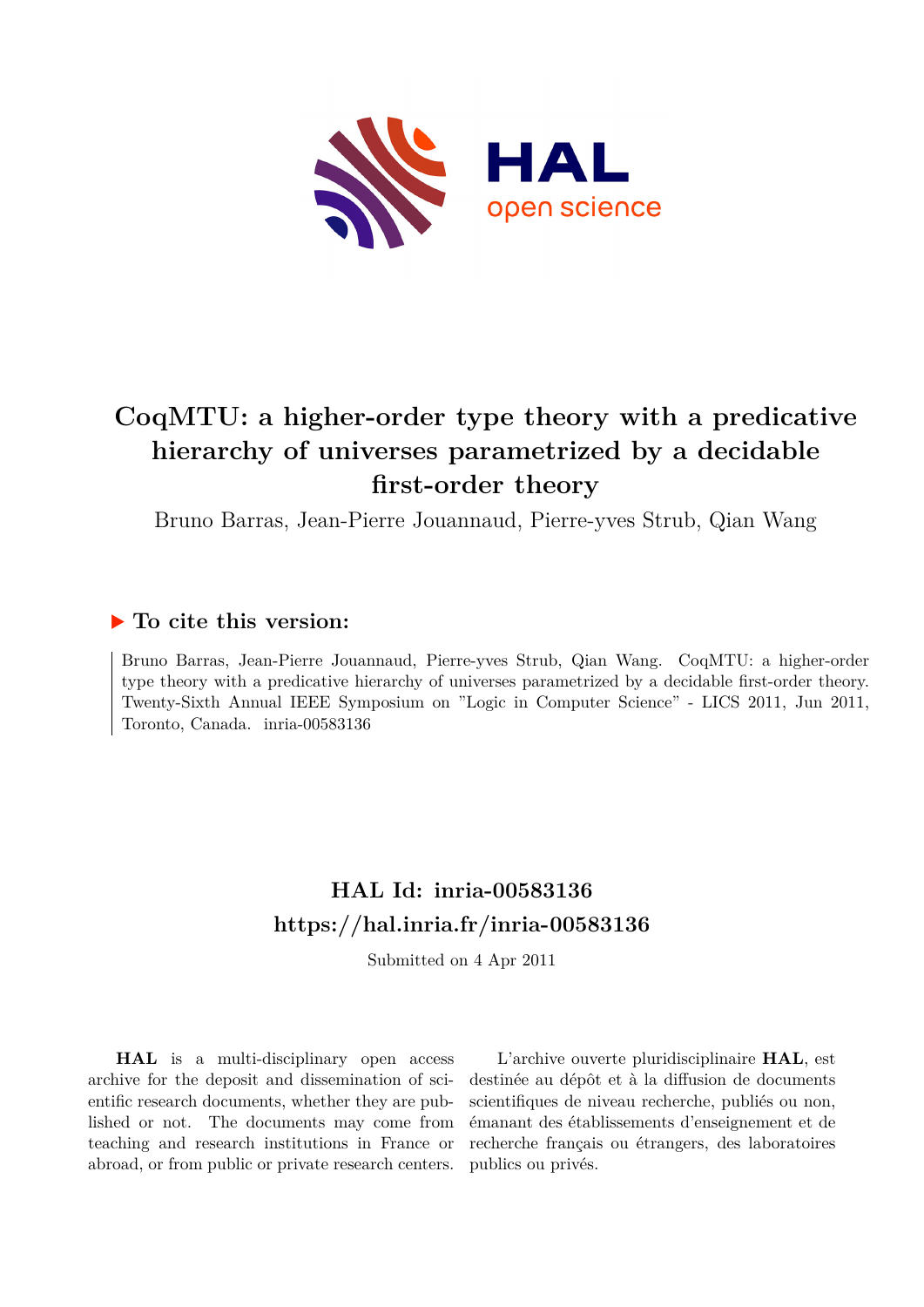# CoqMTU: a higher-order type theory with a predicative hierarchy of universes parametrized by a decidable first-order theory

Bruno Barras, Jean-Pierre Jouannaud, Pierre-yves Strub, Qian Wang

## ▶ To cite this version:

Bruno Barras, Jean-Pierre Jouannaud, Pierre-yves Strub, Qian Wang. CoqMTU: a higher-order type theory with a predicative hierarchy of universes parametrized by a decidable first-order theory. Twenty-Sixth Annual IEEE Symposium on "Logic in Computer Science" - LICS 2011, Jun 2011, Toronto, Canada. inria-00583136

## HAL Id: inria-00583136

## https://hal.inria.fr/inria-00583136

Submitted on 4 Apr 2011

**HAL** is a multi-disciplinary open access archive for the deposit and dissemination of scientific research documents, whether they are published or not. The documents may come from teaching and research institutions in France or abroad, or from public or private research centers.

L'archive ouverte pluridisciplinaire **HAL**, est destinée au dépôt et à la diffusion de documents scientifiques de niveau recherche, publiés ou non, émanant des établissements d'enseignement et de recherche français ou étrangers, des laboratoires publics ou privés.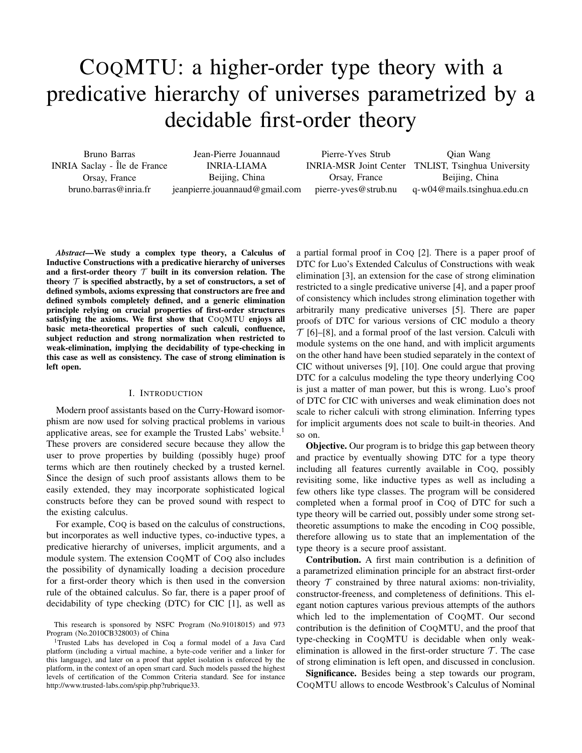# CoqMTU: a higher-order type theory with a predicative hierarchy of universes parametrized by a decidable first-order theory

Bruno Barras
INRIA Saclay - Île de France
Orsay, France
bruno.barras@inria.fr

Jean-Pierre Jouannaud
INRIA-LIAMA
Beijing, China
jeanpierre.jouannaud@gmail.com

Pierre-Yves Strub
INRIA-MSR Joint Center
Orsay, France
pierre-yves@strub.nu

Qian Wang
TNLIST, Tsinghua University
Beijing, China
q-w04@mails.tsinghua.edu.cn

***Abstract*—We study a complex type theory, a Calculus of Inductive Constructions with a predicative hierarchy of universes and a first-order theory $\mathcal{T}$ built in its conversion relation. The theory $\mathcal{T}$ is specified abstractly, by a set of constructors, a set of defined symbols, axioms expressing that constructors are free and defined symbols completely defined, and a generic elimination principle relying on crucial properties of first-order structures satisfying the axioms. We first show that CoqMTU enjoys all basic meta-theoretical properties of such calculi, confluence, subject reduction and strong normalization when restricted to weak-elimination, implying the decidability of type-checking in this case as well as consistency. The case of strong elimination is left open.**

## I. Introduction

Modern proof assistants based on the Curry-Howard isomorphism are now used for solving practical problems in various applicative areas, see for example the Trusted Labs' website.[1] These provers are considered secure because they allow the user to prove properties by building (possibly huge) proof terms which are then routinely checked by a trusted kernel. Since the design of such proof assistants allows them to be easily extended, they may incorporate sophisticated logical constructs before they can be proved sound with respect to the existing calculus.

For example, Coq is based on the calculus of constructions, but incorporates as well inductive types, co-inductive types, a predicative hierarchy of universes, implicit arguments, and a module system. The extension CoqMT of Coq also includes the possibility of dynamically loading a decision procedure for a first-order theory which is then used in the conversion rule of the obtained calculus. So far, there is a paper proof of decidability of type checking (DTC) for CIC [1], as well as a partial formal proof in Coq [2]. There is a paper proof of DTC for Luo's Extended Calculus of Constructions with weak elimination [3], an extension for the case of strong elimination restricted to a single predicative universe [4], and a paper proof of consistency which includes strong elimination together with arbitrarily many predicative universes [5]. There are paper proofs of DTC for various versions of CIC modulo a theory $\mathcal{T}$ [6]–[8], and a formal proof of the last version. Calculi with module systems on the one hand, and with implicit arguments on the other hand have been studied separately in the context of CIC without universes [9], [10]. One could argue that proving DTC for a calculus modeling the type theory underlying Coq is just a matter of man power, but this is wrong. Luo's proof of DTC for CIC with universes and weak elimination does not scale to richer calculi with strong elimination. Inferring types for implicit arguments does not scale to built-in theories. And so on.

**Objective.** Our program is to bridge this gap between theory and practice by eventually showing DTC for a type theory including all features currently available in Coq, possibly revisiting some, like inductive types as well as including a few others like type classes. The program will be considered completed when a formal proof in Coq of DTC for such a type theory will be carried out, possibly under some strong set-theoretic assumptions to make the encoding in Coq possible, therefore allowing us to state that an implementation of the type theory is a secure proof assistant.

**Contribution.** A first main contribution is a definition of a parametrized elimination principle for an abstract first-order theory $\mathcal{T}$ constrained by three natural axioms: non-triviality, constructor-freeness, and completeness of definitions. This elegant notion captures various previous attempts of the authors which led to the implementation of CoqMT. Our second contribution is the definition of CoqMTU, and the proof that type-checking in CoqMTU is decidable when only weak-elimination is allowed in the first-order structure $\mathcal{T}$. The case of strong elimination is left open, and discussed in conclusion.

**Significance.** Besides being a step towards our program, CoqMTU allows to encode Westbrook's Calculus of Nominal

---

This research is sponsored by NSFC Program (No.91018015) and 973 Program (No.2010CB328003) of China

[1] Trusted Labs has developed in Coq a formal model of a Java Card platform (including a virtual machine, a byte-code verifier and a linker for this language), and later on a proof that applet isolation is enforced by the platform, in the context of an open smart card. Such models passed the highest levels of certification of the Common Criteria standard. See for instance http://www.trusted-labs.com/spip.php?rubrique33.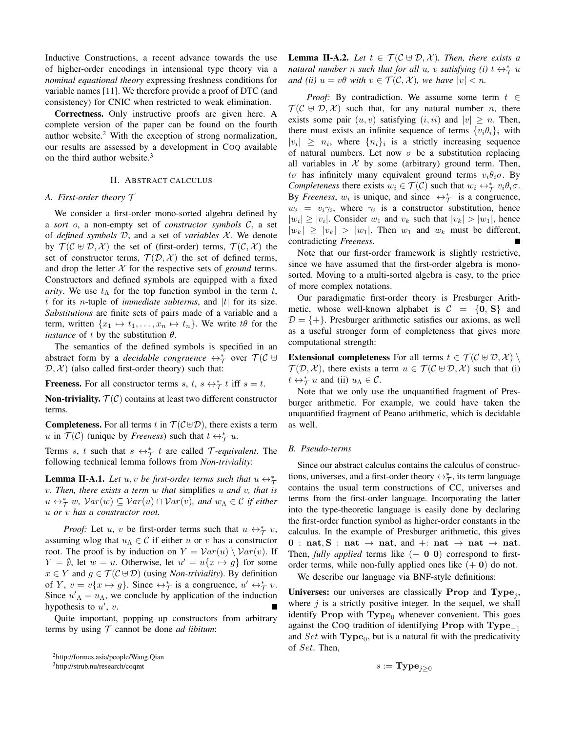Inductive Constructions, a recent advance towards the use of higher-order encodings in intensional type theory via a *nominal equational theory* expressing freshness conditions for variable names [11]. We therefore provide a proof of DTC (and consistency) for CNIC when restricted to weak elimination.

**Correctness.** Only instructive proofs are given here. A complete version of the paper can be found on the fourth author website.[2] With the exception of strong normalization, our results are assessed by a development in COQ available on the third author website.[3]

## II. ABSTRACT CALCULUS

### A. First-order theory $\mathcal{T}$

We consider a first-order mono-sorted algebra defined by a *sort* $o$, a non-empty set of *constructor symbols* $\mathcal{C}$, a set of *defined symbols* $\mathcal{D}$, and a set of *variables* $\mathcal{X}$. We denote by $\mathcal{T}(\mathcal{C} \uplus \mathcal{D}, \mathcal{X})$ the set of (first-order) terms, $\mathcal{T}(\mathcal{C}, \mathcal{X})$ the set of constructor terms, $\mathcal{T}(\mathcal{D}, \mathcal{X})$ the set of defined terms, and drop the letter $\mathcal{X}$ for the respective sets of *ground* terms. Constructors and defined symbols are equipped with a fixed *arity*. We use $t_\Lambda$ for the top function symbol in the term $t$, $\bar{t}$ for its $n$-tuple of *immediate subterms*, and $|t|$ for its size. *Substitutions* are finite sets of pairs made of a variable and a term, written $\{x_1 \mapsto t_1, \ldots, x_n \mapsto t_n\}$. We write $t\theta$ for the *instance* of $t$ by the substitution $\theta$.

The semantics of the defined symbols is specified in an abstract form by a *decidable congruence* $\leftrightarrow^*_{\mathcal{T}}$ over $\mathcal{T}(\mathcal{C} \uplus \mathcal{D}, \mathcal{X})$ (also called first-order theory) such that:

**Freeness.** For all constructor terms $s$, $t$, $s \leftrightarrow^*_{\mathcal{T}} t$ iff $s = t$.

**Non-triviality.** $\mathcal{T}(\mathcal{C})$ contains at least two different constructor terms.

**Completeness.** For all terms $t$ in $\mathcal{T}(\mathcal{C} \uplus \mathcal{D})$, there exists a term $u$ in $\mathcal{T}(\mathcal{C})$ (unique by *Freeness*) such that $t \leftrightarrow^*_{\mathcal{T}} u$.

Terms $s$, $t$ such that $s \leftrightarrow^*_{\mathcal{T}} t$ are called $\mathcal{T}$*-equivalent*. The following technical lemma follows from *Non-triviality*:

**Lemma II-A.1.** *Let $u, v$ be first-order terms such that $u \leftrightarrow^*_{\mathcal{T}} v$. Then, there exists a term $w$ that* simplifies *$u$ and $v$, that is $u \leftrightarrow^*_{\mathcal{T}} w$, $\mathcal{V}ar(w) \subseteq \mathcal{V}ar(u) \cap \mathcal{V}ar(v)$, and $w_\Lambda \in \mathcal{C}$ if either $u$ or $v$ has a constructor root.*

*Proof:* Let $u$, $v$ be first-order terms such that $u \leftrightarrow^*_{\mathcal{T}} v$, assuming wlog that $u_\Lambda \in \mathcal{C}$ if either $u$ or $v$ has a constructor root. The proof is by induction on $Y = \mathcal{V}ar(u) \setminus \mathcal{V}ar(v)$. If $Y = \emptyset$, let $w = u$. Otherwise, let $u' = u\{x \mapsto g\}$ for some $x \in Y$ and $g \in \mathcal{T}(\mathcal{C} \uplus \mathcal{D})$ (using *Non-triviality*). By definition of $Y$, $v = v\{x \mapsto g\}$. Since $\leftrightarrow^*_{\mathcal{T}}$ is a congruence, $u' \leftrightarrow^*_{\mathcal{T}} v$. Since $u'_\Lambda = u_\Lambda$, we conclude by application of the induction hypothesis to $u'$, $v$. ∎

Quite important, popping up constructors from arbitrary terms by using $\mathcal{T}$ cannot be done *ad libitum*:

**Lemma II-A.2.** *Let $t \in \mathcal{T}(\mathcal{C} \uplus \mathcal{D}, \mathcal{X})$. Then, there exists a natural number $n$ such that for all $u$, $v$ satisfying (i) $t \leftrightarrow^*_{\mathcal{T}} u$ and (ii) $u = v\theta$ with $v \in \mathcal{T}(\mathcal{C}, \mathcal{X})$, we have $|v| < n$.*

*Proof:* By contradiction. We assume some term $t \in \mathcal{T}(\mathcal{C} \uplus \mathcal{D}, \mathcal{X})$ such that, for any natural number $n$, there exists some pair $(u, v)$ satisfying $(i, ii)$ and $|v| \geq n$. Then, there must exists an infinite sequence of terms $\{v_i\theta_i\}_i$ with $|v_i| \geq n_i$, where $\{n_i\}_i$ is a strictly increasing sequence of natural numbers. Let now $\sigma$ be a substitution replacing all variables in $\mathcal{X}$ by some (arbitrary) ground term. Then, $t\sigma$ has infinitely many equivalent ground terms $v_i\theta_i\sigma$. By *Completeness* there exists $w_i \in \mathcal{T}(\mathcal{C})$ such that $w_i \leftrightarrow^*_{\mathcal{T}} v_i\theta_i\sigma$. By *Freeness*, $w_i$ is unique, and since $\leftrightarrow^*_{\mathcal{T}}$ is a congruence, $w_i = v_i\gamma_i$, where $\gamma_i$ is a constructor substitution, hence $|w_i| \geq |v_i|$. Consider $w_1$ and $v_k$ such that $|v_k| > |w_1|$, hence $|w_k| \geq |v_k| > |w_1|$. Then $w_1$ and $w_k$ must be different, contradicting *Freeness*. ∎

Note that our first-order framework is slightly restrictive, since we have assumed that the first-order algebra is mono-sorted. Moving to a multi-sorted algebra is easy, to the price of more complex notations.

Our paradigmatic first-order theory is Presburger Arithmetic, whose well-known alphabet is $\mathcal{C} = \{\mathbf{0}, \mathbf{S}\}$ and $\mathcal{D} = \{+\}$. Presburger arithmetic satisfies our axioms, as well as a useful stronger form of completeness that gives more computational strength:

**Extensional completeness** For all terms $t \in \mathcal{T}(\mathcal{C} \uplus \mathcal{D}, \mathcal{X}) \setminus \mathcal{T}(\mathcal{D}, \mathcal{X})$, there exists a term $u \in \mathcal{T}(\mathcal{C} \uplus \mathcal{D}, \mathcal{X})$ such that (i) $t \leftrightarrow^*_{\mathcal{T}} u$ and (ii) $u_\Lambda \in \mathcal{C}$.

Note that we only use the unquantified fragment of Presburger arithmetic. For example, we could have taken the unquantified fragment of Peano arithmetic, which is decidable as well.

### B. Pseudo-terms

Since our abstract calculus contains the calculus of constructions, universes, and a first-order theory $\leftrightarrow^*_{\mathcal{T}}$, its term language contains the usual term constructions of CC, universes and terms from the first-order language. Incorporating the latter into the type-theoretic language is easily done by declaring the first-order function symbol as higher-order constants in the calculus. In the example of Presburger arithmetic, this gives $\mathbf{0} : \mathbf{nat}, \mathbf{S} : \mathbf{nat} \to \mathbf{nat}$, and $+$: $\mathbf{nat} \to \mathbf{nat} \to \mathbf{nat}$. Then, *fully applied* terms like $(+\ \mathbf{0}\ \mathbf{0})$ correspond to first-order terms, while non-fully applied ones like $(+\ \mathbf{0})$ do not.

We describe our language via BNF-style definitions:

**Universes:** our universes are classically $\mathbf{Prop}$ and $\mathbf{Type}_j$, where $j$ is a strictly positive integer. In the sequel, we shall identify $\mathbf{Prop}$ with $\mathbf{Type}_0$ whenever convenient. This goes against the COQ tradition of identifying $\mathbf{Prop}$ with $\mathbf{Type}_{-1}$ and $Set$ with $\mathbf{Type}_0$, but is a natural fit with the predicativity of $Set$. Then,

$$s := \mathbf{Type}_{j \geq 0}$$

[2] http://formes.asia/people/Wang.Qian

[3] http://strub.nu/research/coqmt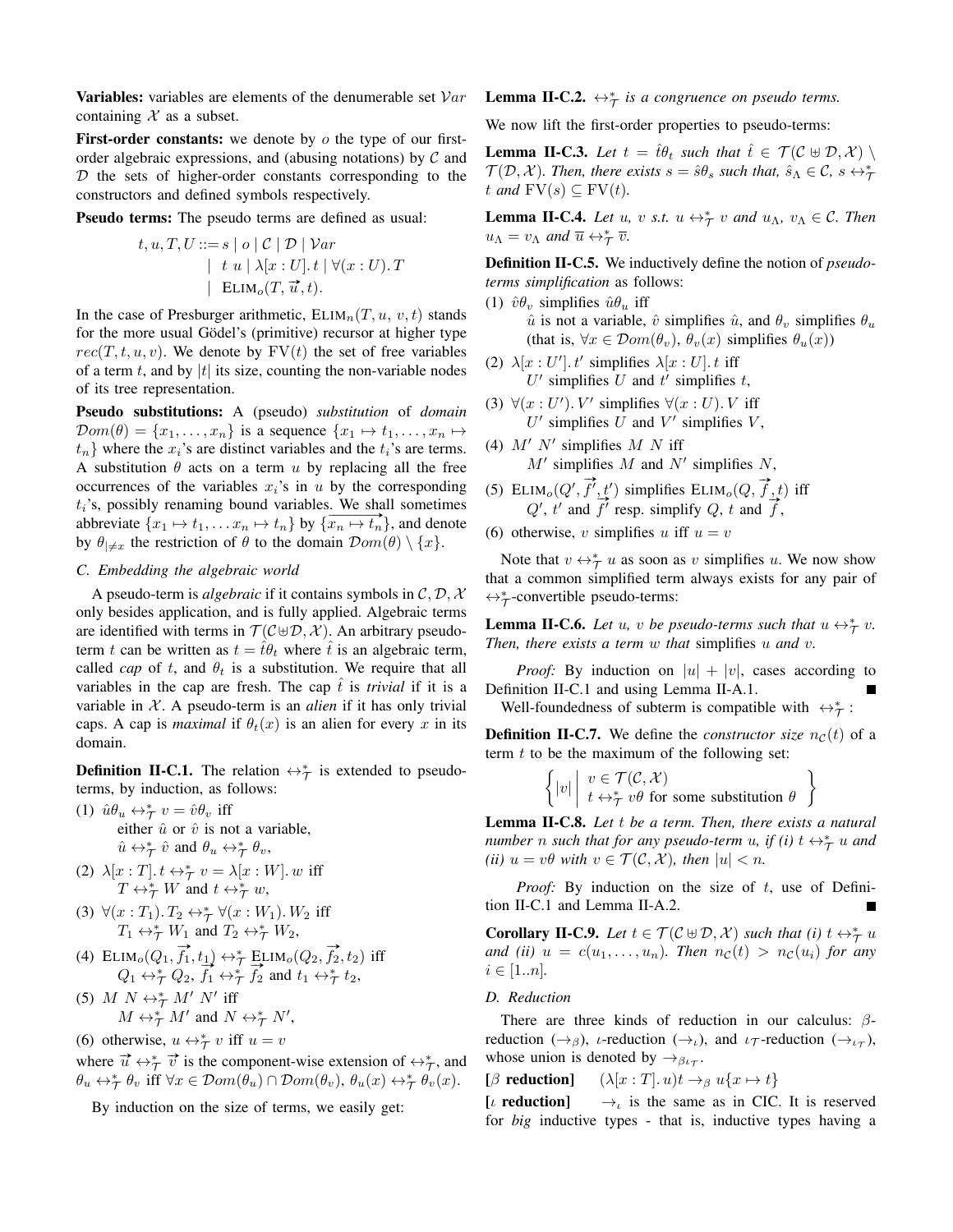**Variables:** variables are elements of the denumerable set $\mathcal{V}ar$ containing $\mathcal{X}$ as a subset.

**First-order constants:** we denote by $o$ the type of our first-order algebraic expressions, and (abusing notations) by $\mathcal{C}$ and $\mathcal{D}$ the sets of higher-order constants corresponding to the constructors and defined symbols respectively.

**Pseudo terms:** The pseudo terms are defined as usual:

$$\begin{aligned} t, u, T, U ::= &\ s \mid o \mid \mathcal{C} \mid \mathcal{D} \mid \mathcal{V}ar \\ \mid &\ t\ u \mid \lambda[x:U].\,t \mid \forall(x:U).\,T \\ \mid &\ \textsc{Elim}_o(T, \overrightarrow{u}, t). \end{aligned}$$

In the case of Presburger arithmetic, $\textsc{Elim}_n(T, u, v, t)$ stands for the more usual Gödel's (primitive) recursor at higher type $rec(T, t, u, v)$. We denote by $\mathrm{FV}(t)$ the set of free variables of a term $t$, and by $|t|$ its size, counting the non-variable nodes of its tree representation.

**Pseudo substitutions:** A (pseudo) *substitution* of *domain* $\mathcal{D}om(\theta) = \{x_1, \ldots, x_n\}$ is a sequence $\{x_1 \mapsto t_1, \ldots, x_n \mapsto t_n\}$ where the $x_i$'s are distinct variables and the $t_i$'s are terms. A substitution $\theta$ acts on a term $u$ by replacing all the free occurrences of the variables $x_i$'s in $u$ by the corresponding $t_i$'s, possibly renaming bound variables. We shall sometimes abbreviate $\{x_1 \mapsto t_1, \ldots x_n \mapsto t_n\}$ by $\{\overrightarrow{x_n \mapsto t_n}\}$, and denote by $\theta_{|\neq x}$ the restriction of $\theta$ to the domain $\mathcal{D}om(\theta) \setminus \{x\}$.

### C. Embedding the algebraic world

A pseudo-term is *algebraic* if it contains symbols in $\mathcal{C}, \mathcal{D}, \mathcal{X}$ only besides application, and is fully applied. Algebraic terms are identified with terms in $\mathcal{T}(\mathcal{C} \uplus \mathcal{D}, \mathcal{X})$. An arbitrary pseudo-term $t$ can be written as $t = \hat{t}\theta_t$ where $\hat{t}$ is an algebraic term, called *cap* of $t$, and $\theta_t$ is a substitution. We require that all variables in the cap are fresh. The cap $\hat{t}$ is *trivial* if it is a variable in $\mathcal{X}$. A pseudo-term is an *alien* if it has only trivial caps. A cap is *maximal* if $\theta_t(x)$ is an alien for every $x$ in its domain.

**Definition II-C.1.** The relation $\leftrightarrow^*_{\mathcal{T}}$ is extended to pseudo-terms, by induction, as follows:

(1) $\hat{u}\theta_u \leftrightarrow^*_{\mathcal{T}} v = \hat{v}\theta_v$ iff
  either $\hat{u}$ or $\hat{v}$ is not a variable,
  $\hat{u} \leftrightarrow^*_{\mathcal{T}} \hat{v}$ and $\theta_u \leftrightarrow^*_{\mathcal{T}} \theta_v$,

(2) $\lambda[x:T].\,t \leftrightarrow^*_{\mathcal{T}} v = \lambda[x:W].\,w$ iff
  $T \leftrightarrow^*_{\mathcal{T}} W$ and $t \leftrightarrow^*_{\mathcal{T}} w$,

(3) $\forall(x:T_1).\,T_2 \leftrightarrow^*_{\mathcal{T}} \forall(x:W_1).\,W_2$ iff
  $T_1 \leftrightarrow^*_{\mathcal{T}} W_1$ and $T_2 \leftrightarrow^*_{\mathcal{T}} W_2$,

(4) $\textsc{Elim}_o(Q_1, \overrightarrow{f_1}, t_1) \leftrightarrow^*_{\mathcal{T}} \textsc{Elim}_o(Q_2, \overrightarrow{f_2}, t_2)$ iff
  $Q_1 \leftrightarrow^*_{\mathcal{T}} Q_2$, $\overrightarrow{f_1} \leftrightarrow^*_{\mathcal{T}} \overrightarrow{f_2}$ and $t_1 \leftrightarrow^*_{\mathcal{T}} t_2$,

(5) $M\ N \leftrightarrow^*_{\mathcal{T}} M'\ N'$ iff
  $M \leftrightarrow^*_{\mathcal{T}} M'$ and $N \leftrightarrow^*_{\mathcal{T}} N'$,

(6) otherwise, $u \leftrightarrow^*_{\mathcal{T}} v$ iff $u = v$

where $\overrightarrow{u} \leftrightarrow^*_{\mathcal{T}} \overrightarrow{v}$ is the component-wise extension of $\leftrightarrow^*_{\mathcal{T}}$, and $\theta_u \leftrightarrow^*_{\mathcal{T}} \theta_v$ iff $\forall x \in \mathcal{D}om(\theta_u) \cap \mathcal{D}om(\theta_v)$, $\theta_u(x) \leftrightarrow^*_{\mathcal{T}} \theta_v(x)$.

By induction on the size of terms, we easily get:

**Lemma II-C.2.** *$\leftrightarrow^*_{\mathcal{T}}$ is a congruence on pseudo terms.*

We now lift the first-order properties to pseudo-terms:

**Lemma II-C.3.** *Let $t = \hat{t}\theta_t$ such that $\hat{t} \in \mathcal{T}(\mathcal{C} \uplus \mathcal{D}, \mathcal{X}) \setminus \mathcal{T}(\mathcal{D}, \mathcal{X})$. Then, there exists $s = \hat{s}\theta_s$ such that, $\hat{s}_\Lambda \in \mathcal{C}$, $s \leftrightarrow^*_{\mathcal{T}} t$ and $\mathrm{FV}(s) \subseteq \mathrm{FV}(t)$.*

**Lemma II-C.4.** *Let $u$, $v$ s.t. $u \leftrightarrow^*_{\mathcal{T}} v$ and $u_\Lambda$, $v_\Lambda \in \mathcal{C}$. Then $u_\Lambda = v_\Lambda$ and $\overline{u} \leftrightarrow^*_{\mathcal{T}} \overline{v}$.*

**Definition II-C.5.** We inductively define the notion of *pseudo-terms simplification* as follows:

(1) $\hat{v}\theta_v$ simplifies $\hat{u}\theta_u$ iff
  $\hat{u}$ is not a variable, $\hat{v}$ simplifies $\hat{u}$, and $\theta_v$ simplifies $\theta_u$ (that is, $\forall x \in \mathcal{D}om(\theta_v)$, $\theta_v(x)$ simplifies $\theta_u(x)$)

(2) $\lambda[x:U'].\,t'$ simplifies $\lambda[x:U].\,t$ iff
  $U'$ simplifies $U$ and $t'$ simplifies $t$,

(3) $\forall(x:U').\,V'$ simplifies $\forall(x:U).\,V$ iff
  $U'$ simplifies $U$ and $V'$ simplifies $V$,

(4) $M'\ N'$ simplifies $M\ N$ iff
  $M'$ simplifies $M$ and $N'$ simplifies $N$,

(5) $\textsc{Elim}_o(Q', \overrightarrow{f'}, t')$ simplifies $\textsc{Elim}_o(Q, \overrightarrow{f}, t)$ iff
  $Q'$, $t'$ and $\overrightarrow{f'}$ resp. simplify $Q$, $t$ and $\overrightarrow{f}$,

(6) otherwise, $v$ simplifies $u$ iff $u = v$

Note that $v \leftrightarrow^*_{\mathcal{T}} u$ as soon as $v$ simplifies $u$. We now show that a common simplified term always exists for any pair of $\leftrightarrow^*_{\mathcal{T}}$-convertible pseudo-terms:

**Lemma II-C.6.** *Let $u$, $v$ be pseudo-terms such that $u \leftrightarrow^*_{\mathcal{T}} v$. Then, there exists a term $w$ that* simplifies *$u$ and $v$.*

*Proof:* By induction on $|u| + |v|$, cases according to Definition II-C.1 and using Lemma II-A.1. ■

Well-foundedness of subterm is compatible with $\leftrightarrow^*_{\mathcal{T}}$ :

**Definition II-C.7.** We define the *constructor size* $n_{\mathcal{C}}(t)$ of a term $t$ to be the maximum of the following set:

$$\left\{ |v| \;\middle|\; \begin{array}{l} v \in \mathcal{T}(\mathcal{C}, \mathcal{X}) \\ t \leftrightarrow^*_{\mathcal{T}} v\theta \text{ for some substitution } \theta \end{array} \right\}$$

**Lemma II-C.8.** *Let $t$ be a term. Then, there exists a natural number $n$ such that for any pseudo-term $u$, if (i) $t \leftrightarrow^*_{\mathcal{T}} u$ and (ii) $u = v\theta$ with $v \in \mathcal{T}(\mathcal{C}, \mathcal{X})$, then $|u| < n$.*

*Proof:* By induction on the size of $t$, use of Definition II-C.1 and Lemma II-A.2. ■

**Corollary II-C.9.** *Let $t \in \mathcal{T}(\mathcal{C} \uplus \mathcal{D}, \mathcal{X})$ such that (i) $t \leftrightarrow^*_{\mathcal{T}} u$ and (ii) $u = c(u_1, \ldots, u_n)$. Then $n_{\mathcal{C}}(t) > n_{\mathcal{C}}(u_i)$ for any $i \in [1..n]$.*

### D. Reduction

There are three kinds of reduction in our calculus: $\beta$-reduction ($\rightarrow_\beta$), $\iota$-reduction ($\rightarrow_\iota$), and $\iota_{\mathcal{T}}$-reduction ($\rightarrow_{\iota_{\mathcal{T}}}$), whose union is denoted by $\rightarrow_{\beta\iota_{\mathcal{T}}}$.

**[$\beta$ reduction]** $\quad (\lambda[x:T].\,u)t \rightarrow_\beta u\{x \mapsto t\}$

**[$\iota$ reduction]** $\quad \rightarrow_\iota$ is the same as in CIC. It is reserved for *big* inductive types - that is, inductive types having a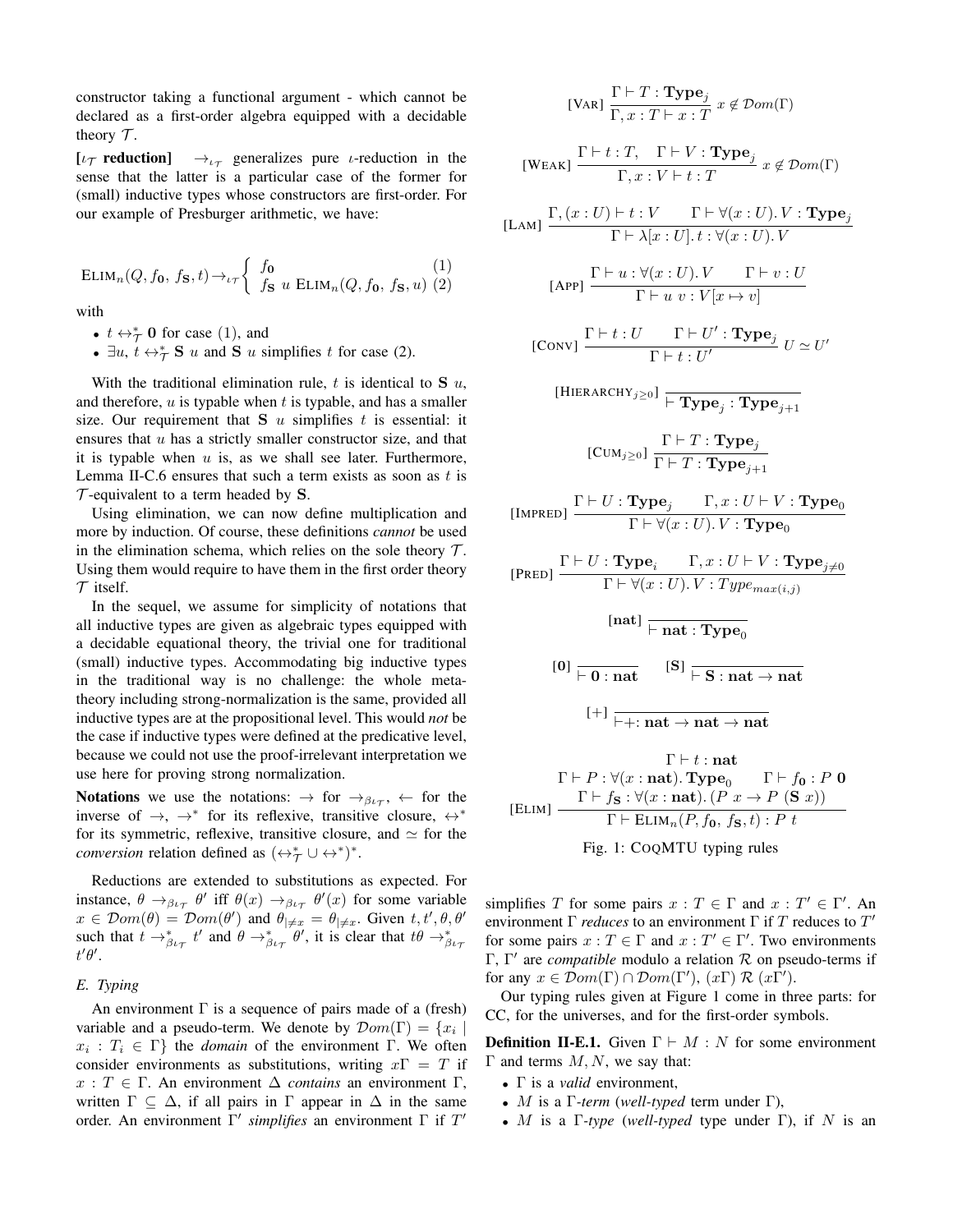constructor taking a functional argument - which cannot be declared as a first-order algebra equipped with a decidable theory $\mathcal{T}$.

**[$\iota_\mathcal{T}$ reduction]** $\rightarrow_{\iota_\mathcal{T}}$ generalizes pure $\iota$-reduction in the sense that the latter is a particular case of the former for (small) inductive types whose constructors are first-order. For our example of Presburger arithmetic, we have:

$$\text{ELIM}_n(Q, f_\mathbf{0}, f_\mathbf{S}, t) \rightarrow_{\iota_\mathcal{T}} \begin{cases} f_\mathbf{0} & (1) \\ f_\mathbf{S}\ u\ \text{ELIM}_n(Q, f_\mathbf{0}, f_\mathbf{S}, u) & (2) \end{cases}$$

with

- $t \leftrightarrow^*_\mathcal{T} \mathbf{0}$ for case (1), and
- $\exists u,\ t \leftrightarrow^*_\mathcal{T} \mathbf{S}\ u$ and $\mathbf{S}\ u$ simplifies $t$ for case (2).

With the traditional elimination rule, $t$ is identical to $\mathbf{S}\ u$, and therefore, $u$ is typable when $t$ is typable, and has a smaller size. Our requirement that $\mathbf{S}\ u$ simplifies $t$ is essential: it ensures that $u$ has a strictly smaller constructor size, and that it is typable when $u$ is, as we shall see later. Furthermore, Lemma II-C.6 ensures that such a term exists as soon as $t$ is $\mathcal{T}$-equivalent to a term headed by $\mathbf{S}$.

Using elimination, we can now define multiplication and more by induction. Of course, these definitions *cannot* be used in the elimination schema, which relies on the sole theory $\mathcal{T}$. Using them would require to have them in the first order theory $\mathcal{T}$ itself.

In the sequel, we assume for simplicity of notations that all inductive types are given as algebraic types equipped with a decidable equational theory, the trivial one for traditional (small) inductive types. Accommodating big inductive types in the traditional way is no challenge: the whole meta-theory including strong-normalization is the same, provided all inductive types are at the propositional level. This would *not* be the case if inductive types were defined at the predicative level, because we could not use the proof-irrelevant interpretation we use here for proving strong normalization.

**Notations** we use the notations: $\rightarrow$ for $\rightarrow_{\beta\iota_\mathcal{T}}$, $\leftarrow$ for the inverse of $\rightarrow$, $\rightarrow^*$ for its reflexive, transitive closure, $\leftrightarrow^*$ for its symmetric, reflexive, transitive closure, and $\simeq$ for the *conversion* relation defined as $(\leftrightarrow^*_\mathcal{T} \cup \leftrightarrow^*)^*$.

Reductions are extended to substitutions as expected. For instance, $\theta \rightarrow_{\beta\iota_\mathcal{T}} \theta'$ iff $\theta(x) \rightarrow_{\beta\iota_\mathcal{T}} \theta'(x)$ for some variable $x \in \mathcal{D}om(\theta) = \mathcal{D}om(\theta')$ and $\theta_{|\neq x} = \theta_{|\neq x}$. Given $t, t', \theta, \theta'$ such that $t \rightarrow^*_{\beta\iota_\mathcal{T}} t'$ and $\theta \rightarrow^*_{\beta\iota_\mathcal{T}} \theta'$, it is clear that $t\theta \rightarrow^*_{\beta\iota_\mathcal{T}} t'\theta'$.

### *E. Typing*

An environment $\Gamma$ is a sequence of pairs made of a (fresh) variable and a pseudo-term. We denote by $\mathcal{D}om(\Gamma) = \{x_i \mid x_i : T_i \in \Gamma\}$ the *domain* of the environment $\Gamma$. We often consider environments as substitutions, writing $x\Gamma = T$ if $x : T \in \Gamma$. An environment $\Delta$ *contains* an environment $\Gamma$, written $\Gamma \subseteq \Delta$, if all pairs in $\Gamma$ appear in $\Delta$ in the same order. An environment $\Gamma'$ *simplifies* an environment $\Gamma$ if $T'$ simplifies $T$ for some pairs $x : T \in \Gamma$ and $x : T' \in \Gamma'$. An environment $\Gamma$ *reduces* to an environment $\Gamma$ if $T$ reduces to $T'$ for some pairs $x : T \in \Gamma$ and $x : T' \in \Gamma'$. Two environments $\Gamma, \Gamma'$ are *compatible* modulo a relation $\mathcal{R}$ on pseudo-terms if for any $x \in \mathcal{D}om(\Gamma) \cap \mathcal{D}om(\Gamma')$, $(x\Gamma)\ \mathcal{R}\ (x\Gamma')$.

$$[\text{VAR}]\ \frac{\Gamma \vdash T : \mathbf{Type}_j}{\Gamma, x : T \vdash x : T}\ x \notin \mathcal{D}om(\Gamma)$$

$$[\text{WEAK}]\ \frac{\Gamma \vdash t : T, \quad \Gamma \vdash V : \mathbf{Type}_j}{\Gamma, x : V \vdash t : T}\ x \notin \mathcal{D}om(\Gamma)$$

$$[\text{LAM}]\ \frac{\Gamma, (x : U) \vdash t : V \qquad \Gamma \vdash \forall(x : U).\, V : \mathbf{Type}_j}{\Gamma \vdash \lambda[x : U].\, t : \forall(x : U).\, V}$$

$$[\text{APP}]\ \frac{\Gamma \vdash u : \forall(x : U).\, V \qquad \Gamma \vdash v : U}{\Gamma \vdash u\ v : V[x \mapsto v]}$$

$$[\text{CONV}]\ \frac{\Gamma \vdash t : U \qquad \Gamma \vdash U' : \mathbf{Type}_j}{\Gamma \vdash t : U'}\ U \simeq U'$$

$$[\text{HIERARCHY}_{j \geq 0}]\ \frac{}{\vdash \mathbf{Type}_j : \mathbf{Type}_{j+1}}$$

$$[\text{CUM}_{j \geq 0}]\ \frac{\Gamma \vdash T : \mathbf{Type}_j}{\Gamma \vdash T : \mathbf{Type}_{j+1}}$$

$$[\text{IMPRED}]\ \frac{\Gamma \vdash U : \mathbf{Type}_j \qquad \Gamma, x : U \vdash V : \mathbf{Type}_0}{\Gamma \vdash \forall(x : U).\, V : \mathbf{Type}_0}$$

$$[\text{PRED}]\ \frac{\Gamma \vdash U : \mathbf{Type}_i \qquad \Gamma, x : U \vdash V : \mathbf{Type}_{j \neq 0}}{\Gamma \vdash \forall(x : U).\, V : Type_{max(i,j)}}$$

$$[\mathbf{nat}]\ \frac{}{\vdash \mathbf{nat} : \mathbf{Type}_0}$$

$$[\mathbf{0}]\ \frac{}{\vdash \mathbf{0} : \mathbf{nat}} \qquad [\mathbf{S}]\ \frac{}{\vdash \mathbf{S} : \mathbf{nat} \rightarrow \mathbf{nat}}$$

$$[+]\ \frac{}{\vdash + : \mathbf{nat} \rightarrow \mathbf{nat} \rightarrow \mathbf{nat}}$$

$$[\text{ELIM}]\ \frac{\begin{array}{c} \Gamma \vdash t : \mathbf{nat} \\ \Gamma \vdash P : \forall(x : \mathbf{nat}).\, \mathbf{Type}_0 \qquad \Gamma \vdash f_\mathbf{0} : P\ \mathbf{0} \\ \Gamma \vdash f_\mathbf{S} : \forall(x : \mathbf{nat}).\, (P\ x \rightarrow P\ (\mathbf{S}\ x)) \end{array}}{\Gamma \vdash \text{ELIM}_n(P, f_\mathbf{0}, f_\mathbf{S}, t) : P\ t}$$

Fig. 1: COQMTU typing rules

Our typing rules given at Figure 1 come in three parts: for CC, for the universes, and for the first-order symbols.

**Definition II-E.1.** Given $\Gamma \vdash M : N$ for some environment $\Gamma$ and terms $M, N$, we say that:

- $\Gamma$ is a *valid* environment,
- $M$ is a $\Gamma$-*term* (*well-typed* term under $\Gamma$),
- $M$ is a $\Gamma$-*type* (*well-typed* type under $\Gamma$), if $N$ is an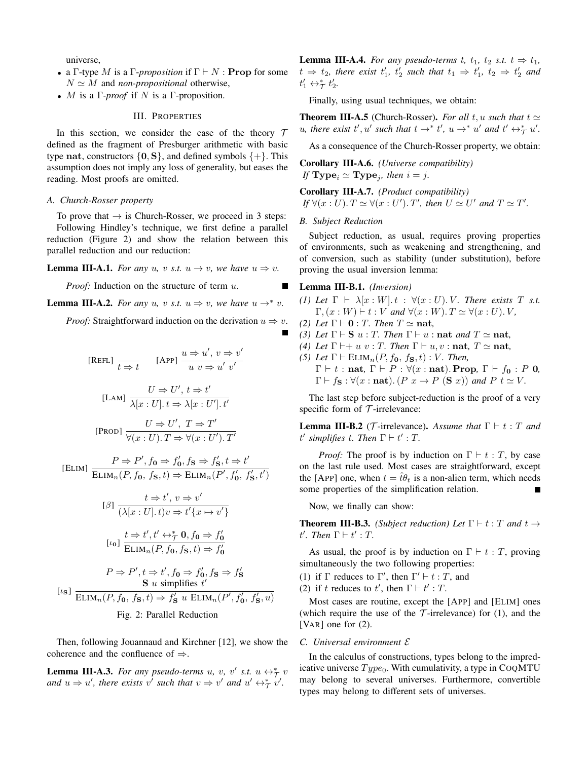universe,

- a Γ-type $M$ is a Γ-*proposition* if $\Gamma \vdash N : \mathbf{Prop}$ for some $N \simeq M$ and *non-propositional* otherwise,
- $M$ is a Γ-*proof* if $N$ is a Γ-proposition.

## III. Properties

In this section, we consider the case of the theory $\mathcal{T}$ defined as the fragment of Presburger arithmetic with basic type $\mathbf{nat}$, constructors $\{\mathbf{0}, \mathbf{S}\}$, and defined symbols $\{+\}$. This assumption does not imply any loss of generality, but eases the reading. Most proofs are omitted.

### A. Church-Rosser property

To prove that $\rightarrow$ is Church-Rosser, we proceed in 3 steps: Following Hindley's technique, we first define a parallel reduction (Figure 2) and show the relation between this parallel reduction and our reduction:

**Lemma III-A.1.** *For any $u$, $v$ s.t. $u \rightarrow v$, we have $u \Rightarrow v$.*

*Proof:* Induction on the structure of term $u$. ∎

**Lemma III-A.2.** *For any $u$, $v$ s.t. $u \Rightarrow v$, we have $u \rightarrow^* v$.*

*Proof:* Straightforward induction on the derivation $u \Rightarrow v$. ∎

$$[\text{Refl}]\ \frac{}{t \Rightarrow t} \qquad [\text{App}]\ \frac{u \Rightarrow u',\ v \Rightarrow v'}{u\ v \Rightarrow u'\ v'}$$

$$[\text{Lam}]\ \frac{U \Rightarrow U',\ t \Rightarrow t'}{\lambda[x : U].\, t \Rightarrow \lambda[x : U'].\, t'}$$

$$[\text{Prod}]\ \frac{U \Rightarrow U',\ T \Rightarrow T'}{\forall(x : U).\, T \Rightarrow \forall(x : U').\, T'}$$

$$[\text{Elim}]\ \frac{P \Rightarrow P', f_{\mathbf{0}} \Rightarrow f'_{\mathbf{0}}, f_{\mathbf{S}} \Rightarrow f'_{\mathbf{S}}, t \Rightarrow t'}{\text{Elim}_n(P, f_{\mathbf{0}},\ f_{\mathbf{S}}, t) \Rightarrow \text{Elim}_n(P', f'_{\mathbf{0}},\ f'_{\mathbf{S}}, t')}$$

$$[\beta]\ \frac{t \Rightarrow t',\ v \Rightarrow v'}{(\lambda[x : U].\, t)v \Rightarrow t'\{x \mapsto v'\}}$$

$$[\iota_{\mathbf{0}}]\ \frac{t \Rightarrow t', t' \leftrightarrow^*_{\mathcal{T}} \mathbf{0}, f_{\mathbf{0}} \Rightarrow f'_{\mathbf{0}}}{\text{Elim}_n(P, f_{\mathbf{0}}, f_{\mathbf{S}}, t) \Rightarrow f'_{\mathbf{0}}}$$

$$[\iota_{\mathbf{S}}]\ \frac{\begin{array}{c}P \Rightarrow P', t \Rightarrow t', f_{\mathbf{0}} \Rightarrow f'_{\mathbf{0}}, f_{\mathbf{S}} \Rightarrow f'_{\mathbf{S}} \\ \mathbf{S}\ u \text{ simplifies } t'\end{array}}{\text{Elim}_n(P, f_{\mathbf{0}},\ f_{\mathbf{S}}, t) \Rightarrow f'_{\mathbf{S}}\ u\ \text{Elim}_n(P', f'_{\mathbf{0}}, f'_{\mathbf{S}}, u)}$$

Fig. 2: Parallel Reduction

Then, following Jouannaud and Kirchner [12], we show the coherence and the confluence of $\Rightarrow$.

**Lemma III-A.3.** *For any pseudo-terms $u$, $v$, $v'$ s.t. $u \leftrightarrow^*_{\mathcal{T}} v$ and $u \Rightarrow u'$, there exists $v'$ such that $v \Rightarrow v'$ and $u' \leftrightarrow^*_{\mathcal{T}} v'$.*

**Lemma III-A.4.** *For any pseudo-terms $t$, $t_1$, $t_2$ s.t. $t \Rightarrow t_1$, $t \Rightarrow t_2$, there exist $t'_1$, $t'_2$ such that $t_1 \Rightarrow t'_1$, $t_2 \Rightarrow t'_2$ and $t'_1 \leftrightarrow^*_{\mathcal{T}} t'_2$.*

Finally, using usual techniques, we obtain:

**Theorem III-A.5** (Church-Rosser). *For all $t, u$ such that $t \simeq u$, there exist $t', u'$ such that $t \rightarrow^* t'$, $u \rightarrow^* u'$ and $t' \leftrightarrow^*_{\mathcal{T}} u'$.*

As a consequence of the Church-Rosser property, we obtain:

**Corollary III-A.6.** *(Universe compatibility)*
*If $\mathbf{Type}_i \simeq \mathbf{Type}_j$, then $i = j$.*

**Corollary III-A.7.** *(Product compatibility)*
*If $\forall(x : U).\, T \simeq \forall(x : U').\, T'$, then $U \simeq U'$ and $T \simeq T'$.*

### B. Subject Reduction

Subject reduction, as usual, requires proving properties of environments, such as weakening and strengthening, and of conversion, such as stability (under substitution), before proving the usual inversion lemma:

**Lemma III-B.1.** *(Inversion)*

*(1) Let $\Gamma \vdash \lambda[x : W].\, t : \forall(x : U).\, V$. There exists $T$ s.t. $\Gamma, (x : W) \vdash t : V$ and $\forall(x : W).\, T \simeq \forall(x : U).\, V$,*
*(2) Let $\Gamma \vdash \mathbf{0} : T$. Then $T \simeq \mathbf{nat}$,*
*(3) Let $\Gamma \vdash \mathbf{S}\ u : T$. Then $\Gamma \vdash u : \mathbf{nat}$ and $T \simeq \mathbf{nat}$,*
*(4) Let $\Gamma \vdash + \ u\ v : T$. Then $\Gamma \vdash u, v : \mathbf{nat}$, $T \simeq \mathbf{nat}$,*
*(5) Let $\Gamma \vdash \text{Elim}_n(P, f_{\mathbf{0}},\ f_{\mathbf{S}}, t) : V$. Then, $\Gamma \vdash t : \mathbf{nat}$, $\Gamma \vdash P : \forall(x : \mathbf{nat}).\, \mathbf{Prop}$, $\Gamma \vdash f_{\mathbf{0}} : P\ \mathbf{0}$, $\Gamma \vdash f_{\mathbf{S}} : \forall(x : \mathbf{nat}).\, (P\ x \rightarrow P\ (\mathbf{S}\ x))$ and $P\ t \simeq V$.*

The last step before subject-reduction is the proof of a very specific form of $\mathcal{T}$-irrelevance:

**Lemma III-B.2** ($\mathcal{T}$-irrelevance)**.** *Assume that $\Gamma \vdash t : T$ and $t'$ simplifies $t$. Then $\Gamma \vdash t' : T$.*

*Proof:* The proof is by induction on $\Gamma \vdash t : T$, by case on the last rule used. Most cases are straightforward, except the [App] one, when $t = \hat{t}\theta_t$ is a non-alien term, which needs some properties of the simplification relation. ∎

Now, we finally can show:

**Theorem III-B.3.** *(Subject reduction) Let $\Gamma \vdash t : T$ and $t \rightarrow t'$. Then $\Gamma \vdash t' : T$.*

As usual, the proof is by induction on $\Gamma \vdash t : T$, proving simultaneously the two following properties:

(1) if $\Gamma$ reduces to $\Gamma'$, then $\Gamma' \vdash t : T$, and
(2) if $t$ reduces to $t'$, then $\Gamma \vdash t' : T$.

Most cases are routine, except the [App] and [Elim] ones (which require the use of the $\mathcal{T}$-irrelevance) for (1), and the [Var] one for (2).

### C. Universal environment $\mathcal{E}$

In the calculus of constructions, types belong to the impredicative universe $Type_0$. With cumulativity, a type in CoqMTU may belong to several universes. Furthermore, convertible types may belong to different sets of universes.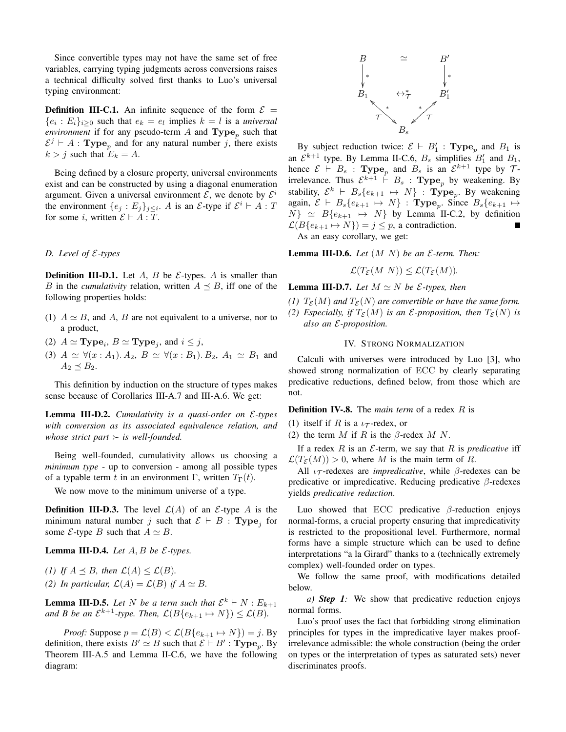Since convertible types may not have the same set of free variables, carrying typing judgments across conversions raises a technical difficulty solved first thanks to Luo's universal typing environment:

**Definition III-C.1.** An infinite sequence of the form $\mathcal{E} = \{e_i : E_i\}_{i\geq 0}$ such that $e_k = e_l$ implies $k = l$ is a *universal environment* if for any pseudo-term $A$ and $\mathbf{Type}_p$ such that $\mathcal{E}^j \vdash A : \mathbf{Type}_p$ and for any natural number $j$, there exists $k > j$ such that $E_k = A$.

Being defined by a closure property, universal environments exist and can be constructed by using a diagonal enumeration argument. Given a universal environment $\mathcal{E}$, we denote by $\mathcal{E}^i$ the environment $\{e_j : E_j\}_{j\leq i}$. $A$ is an $\mathcal{E}$-type if $\mathcal{E}^i \vdash A : T$ for some $i$, written $\mathcal{E} \vdash A : T$.

### D. Level of $\mathcal{E}$-types

**Definition III-D.1.** Let $A$, $B$ be $\mathcal{E}$-types. $A$ is smaller than $B$ in the *cumulativity* relation, written $A \preceq B$, iff one of the following properties holds:

(1) $A \simeq B$, and $A$, $B$ are not equivalent to a universe, nor to a product,

(2) $A \simeq \mathbf{Type}_i$, $B \simeq \mathbf{Type}_j$, and $i \leq j$,

(3) $A \simeq \forall(x : A_1).\, A_2$, $B \simeq \forall(x : B_1).\, B_2$, $A_1 \simeq B_1$ and $A_2 \preceq B_2$.

This definition by induction on the structure of types makes sense because of Corollaries III-A.7 and III-A.6. We get:

**Lemma III-D.2.** *Cumulativity is a quasi-order on $\mathcal{E}$-types with conversion as its associated equivalence relation, and whose strict part $\succ$ is well-founded.*

Being well-founded, cumulativity allows us choosing a *minimum type* - up to conversion - among all possible types of a typable term $t$ in an environment $\Gamma$, written $T_\Gamma(t)$.

We now move to the minimum universe of a type.

**Definition III-D.3.** The level $\mathcal{L}(A)$ of an $\mathcal{E}$-type $A$ is the minimum natural number $j$ such that $\mathcal{E} \vdash B : \mathbf{Type}_j$ for some $\mathcal{E}$-type $B$ such that $A \simeq B$.

**Lemma III-D.4.** *Let $A, B$ be $\mathcal{E}$-types.*

*(1) If $A \preceq B$, then $\mathcal{L}(A) \leq \mathcal{L}(B)$.*

*(2) In particular, $\mathcal{L}(A) = \mathcal{L}(B)$ if $A \simeq B$.*

**Lemma III-D.5.** *Let $N$ be a term such that $\mathcal{E}^k \vdash N : E_{k+1}$ and $B$ be an $\mathcal{E}^{k+1}$-type. Then, $\mathcal{L}(B\{e_{k+1} \mapsto N\}) \leq \mathcal{L}(B)$.*

*Proof:* Suppose $p = \mathcal{L}(B) < \mathcal{L}(B\{e_{k+1} \mapsto N\}) = j$. By definition, there exists $B' \simeq B$ such that $\mathcal{E} \vdash B' : \mathbf{Type}_p$. By Theorem III-A.5 and Lemma II-C.6, we have the following diagram:

$$
\begin{array}{ccc}
B & \simeq & B' \\
\downarrow * & & \downarrow * \\
B_1 & \leftrightarrow^*_{\mathcal{T}} & B_1' \\
{}_{\mathcal{T}}\nwarrow^{*} & & {}^{*}\nearrow_{\mathcal{T}} \\
 & B_s &
\end{array}
$$

By subject reduction twice: $\mathcal{E} \vdash B_1' : \mathbf{Type}_p$ and $B_1$ is an $\mathcal{E}^{k+1}$ type. By Lemma II-C.6, $B_s$ simplifies $B_1'$ and $B_1$, hence $\mathcal{E} \vdash B_s : \mathbf{Type}_p$ and $B_s$ is an $\mathcal{E}^{k+1}$ type by $\mathcal{T}$-irrelevance. Thus $\mathcal{E}^{k+1} \vdash B_s : \mathbf{Type}_p$ by weakening. By stability, $\mathcal{E}^k \vdash B_s\{e_{k+1} \mapsto N\} : \mathbf{Type}_p$. By weakening again, $\mathcal{E} \vdash B_s\{e_{k+1} \mapsto N\} : \mathbf{Type}_p$. Since $B_s\{e_{k+1} \mapsto N\} \simeq B\{e_{k+1} \mapsto N\}$ by Lemma II-C.2, by definition $\mathcal{L}(B\{e_{k+1} \mapsto N\}) = j \leq p$, a contradiction. ∎

As an easy corollary, we get:

**Lemma III-D.6.** *Let $(M\ N)$ be an $\mathcal{E}$-term. Then:*

$$\mathcal{L}(T_\mathcal{E}(M\ N)) \leq \mathcal{L}(T_\mathcal{E}(M)).$$

**Lemma III-D.7.** *Let $M \simeq N$ be $\mathcal{E}$-types, then*

*(1) $T_\mathcal{E}(M)$ and $T_\mathcal{E}(N)$ are convertible or have the same form.*

*(2) Especially, if $T_\mathcal{E}(M)$ is an $\mathcal{E}$-proposition, then $T_\mathcal{E}(N)$ is also an $\mathcal{E}$-proposition.*

## IV. Strong Normalization

Calculi with universes were introduced by Luo [3], who showed strong normalization of ECC by clearly separating predicative reductions, defined below, from those which are not.

**Definition IV-.8.** The *main term* of a redex $R$ is

(1) itself if $R$ is a $\iota_\mathcal{T}$-redex, or

(2) the term $M$ if $R$ is the $\beta$-redex $M\ N$.

If a redex $R$ is an $\mathcal{E}$-term, we say that $R$ is *predicative* iff $\mathcal{L}(T_\mathcal{E}(M)) > 0$, where $M$ is the main term of $R$.

All $\iota_\mathcal{T}$-redexes are *impredicative*, while $\beta$-redexes can be predicative or impredicative. Reducing predicative $\beta$-redexes yields *predicative reduction*.

Luo showed that ECC predicative $\beta$-reduction enjoys normal-forms, a crucial property ensuring that impredicativity is restricted to the propositional level. Furthermore, normal forms have a simple structure which can be used to define interpretations "a la Girard" thanks to a (technically extremely complex) well-founded order on types.

We follow the same proof, with modifications detailed below.

*a) **Step 1**:* We show that predicative reduction enjoys normal forms.

Luo's proof uses the fact that forbidding strong elimination principles for types in the impredicative layer makes proof-irrelevance admissible: the whole construction (being the order on types or the interpretation of types as saturated sets) never discriminates proofs.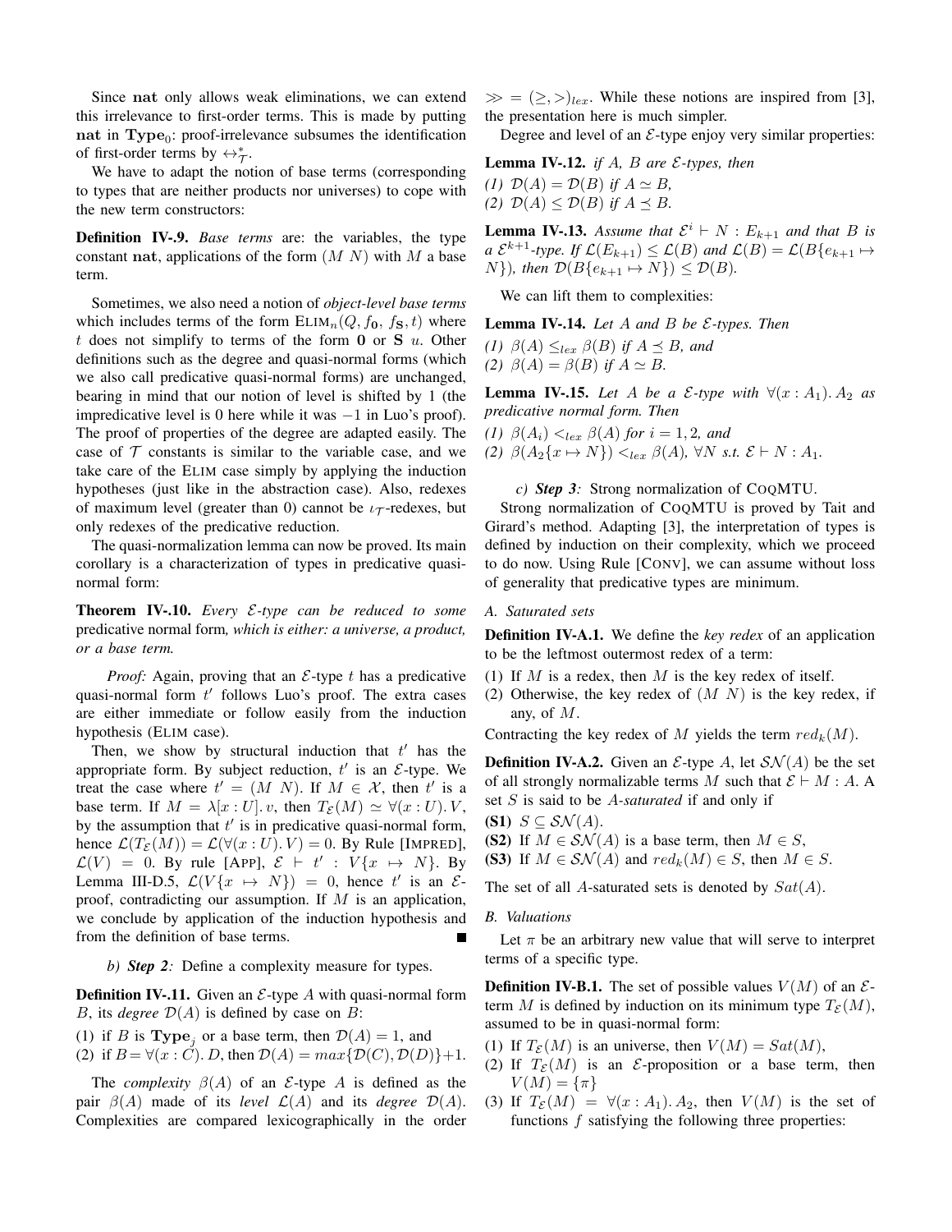Since **nat** only allows weak eliminations, we can extend this irrelevance to first-order terms. This is made by putting **nat** in $\mathbf{Type}_0$: proof-irrelevance subsumes the identification of first-order terms by $\leftrightarrow^*_{\mathcal{T}}$.

We have to adapt the notion of base terms (corresponding to types that are neither products nor universes) to cope with the new term constructors:

**Definition IV-.9.** *Base terms* are: the variables, the type constant **nat**, applications of the form $(M\ N)$ with $M$ a base term.

Sometimes, we also need a notion of *object-level base terms* which includes terms of the form $\text{ELIM}_n(Q, f_{\mathbf{0}}, f_{\mathbf{S}}, t)$ where $t$ does not simplify to terms of the form $\mathbf{0}$ or $\mathbf{S}\ u$. Other definitions such as the degree and quasi-normal forms (which we also call predicative quasi-normal forms) are unchanged, bearing in mind that our notion of level is shifted by 1 (the impredicative level is 0 here while it was $-1$ in Luo's proof). The proof of properties of the degree are adapted easily. The case of $\mathcal{T}$ constants is similar to the variable case, and we take care of the ELIM case simply by applying the induction hypotheses (just like in the abstraction case). Also, redexes of maximum level (greater than 0) cannot be $\iota_{\mathcal{T}}$-redexes, but only redexes of the predicative reduction.

The quasi-normalization lemma can now be proved. Its main corollary is a characterization of types in predicative quasi-normal form:

**Theorem IV-.10.** *Every $\mathcal{E}$-type can be reduced to some* predicative normal form*, which is either: a universe, a product, or a base term.*

*Proof:* Again, proving that an $\mathcal{E}$-type $t$ has a predicative quasi-normal form $t'$ follows Luo's proof. The extra cases are either immediate or follow easily from the induction hypothesis (ELIM case).

Then, we show by structural induction that $t'$ has the appropriate form. By subject reduction, $t'$ is an $\mathcal{E}$-type. We treat the case where $t' = (M\ N)$. If $M \in \mathcal{X}$, then $t'$ is a base term. If $M = \lambda[x : U].\, v$, then $T_{\mathcal{E}}(M) \simeq \forall(x : U).\, V$, by the assumption that $t'$ is in predicative quasi-normal form, hence $\mathcal{L}(T_{\mathcal{E}}(M)) = \mathcal{L}(\forall(x : U).\, V) = 0$. By Rule [IMPRED], $\mathcal{L}(V) = 0$. By rule [APP], $\mathcal{E} \vdash t' : V\{x \mapsto N\}$. By Lemma III-D.5, $\mathcal{L}(V\{x \mapsto N\}) = 0$, hence $t'$ is an $\mathcal{E}$-proof, contradicting our assumption. If $M$ is an application, we conclude by application of the induction hypothesis and from the definition of base terms. ■

*b) **Step 2**:* Define a complexity measure for types.

**Definition IV-.11.** Given an $\mathcal{E}$-type $A$ with quasi-normal form $B$, its *degree* $\mathcal{D}(A)$ is defined by case on $B$:

(1) if $B$ is $\mathbf{Type}_j$ or a base term, then $\mathcal{D}(A) = 1$, and
(2) if $B = \forall(x : C).\, D$, then $\mathcal{D}(A) = max\{\mathcal{D}(C), \mathcal{D}(D)\}+1$.

The *complexity* $\beta(A)$ of an $\mathcal{E}$-type $A$ is defined as the pair $\beta(A)$ made of its *level* $\mathcal{L}(A)$ and its *degree* $\mathcal{D}(A)$. Complexities are compared lexicographically in the order $\gg\, = (\geq, >)_{lex}$. While these notions are inspired from [3], the presentation here is much simpler.

Degree and level of an $\mathcal{E}$-type enjoy very similar properties:

**Lemma IV-.12.** *if $A$, $B$ are $\mathcal{E}$-types, then*
*(1) $\mathcal{D}(A) = \mathcal{D}(B)$ if $A \simeq B$,*
*(2) $\mathcal{D}(A) \leq \mathcal{D}(B)$ if $A \preceq B$.*

**Lemma IV-.13.** *Assume that $\mathcal{E}^i \vdash N : E_{k+1}$ and that $B$ is a $\mathcal{E}^{k+1}$-type. If $\mathcal{L}(E_{k+1}) \leq \mathcal{L}(B)$ and $\mathcal{L}(B) = \mathcal{L}(B\{e_{k+1} \mapsto N\})$, then $\mathcal{D}(B\{e_{k+1} \mapsto N\}) \leq \mathcal{D}(B)$.*

We can lift them to complexities:

**Lemma IV-.14.** *Let $A$ and $B$ be $\mathcal{E}$-types. Then*
*(1) $\beta(A) \leq_{lex} \beta(B)$ if $A \preceq B$, and*
*(2) $\beta(A) = \beta(B)$ if $A \simeq B$.*

**Lemma IV-.15.** *Let $A$ be a $\mathcal{E}$-type with $\forall(x : A_1).\, A_2$ as predicative normal form. Then*
*(1) $\beta(A_i) <_{lex} \beta(A)$ for $i = 1, 2$, and*
*(2) $\beta(A_2\{x \mapsto N\}) <_{lex} \beta(A)$, $\forall N$ s.t. $\mathcal{E} \vdash N : A_1$.*

*c) **Step 3**:* Strong normalization of COQMTU.

Strong normalization of COQMTU is proved by Tait and Girard's method. Adapting [3], the interpretation of types is defined by induction on their complexity, which we proceed to do now. Using Rule [CONV], we can assume without loss of generality that predicative types are minimum.

## A. Saturated sets

**Definition IV-A.1.** We define the *key redex* of an application to be the leftmost outermost redex of a term:

(1) If $M$ is a redex, then $M$ is the key redex of itself.
(2) Otherwise, the key redex of $(M\ N)$ is the key redex, if any, of $M$.

Contracting the key redex of $M$ yields the term $red_k(M)$.

**Definition IV-A.2.** Given an $\mathcal{E}$-type $A$, let $\mathcal{SN}(A)$ be the set of all strongly normalizable terms $M$ such that $\mathcal{E} \vdash M : A$. A set $S$ is said to be *$A$-saturated* if and only if

**(S1)** $S \subseteq \mathcal{SN}(A)$.
**(S2)** If $M \in \mathcal{SN}(A)$ is a base term, then $M \in S$,
**(S3)** If $M \in \mathcal{SN}(A)$ and $red_k(M) \in S$, then $M \in S$.

The set of all $A$-saturated sets is denoted by $Sat(A)$.

## B. Valuations

Let $\pi$ be an arbitrary new value that will serve to interpret terms of a specific type.

**Definition IV-B.1.** The set of possible values $V(M)$ of an $\mathcal{E}$-term $M$ is defined by induction on its minimum type $T_{\mathcal{E}}(M)$, assumed to be in quasi-normal form:

(1) If $T_{\mathcal{E}}(M)$ is an universe, then $V(M) = Sat(M)$,
(2) If $T_{\mathcal{E}}(M)$ is an $\mathcal{E}$-proposition or a base term, then $V(M) = \{\pi\}$
(3) If $T_{\mathcal{E}}(M) = \forall(x : A_1).\, A_2$, then $V(M)$ is the set of functions $f$ satisfying the following three properties: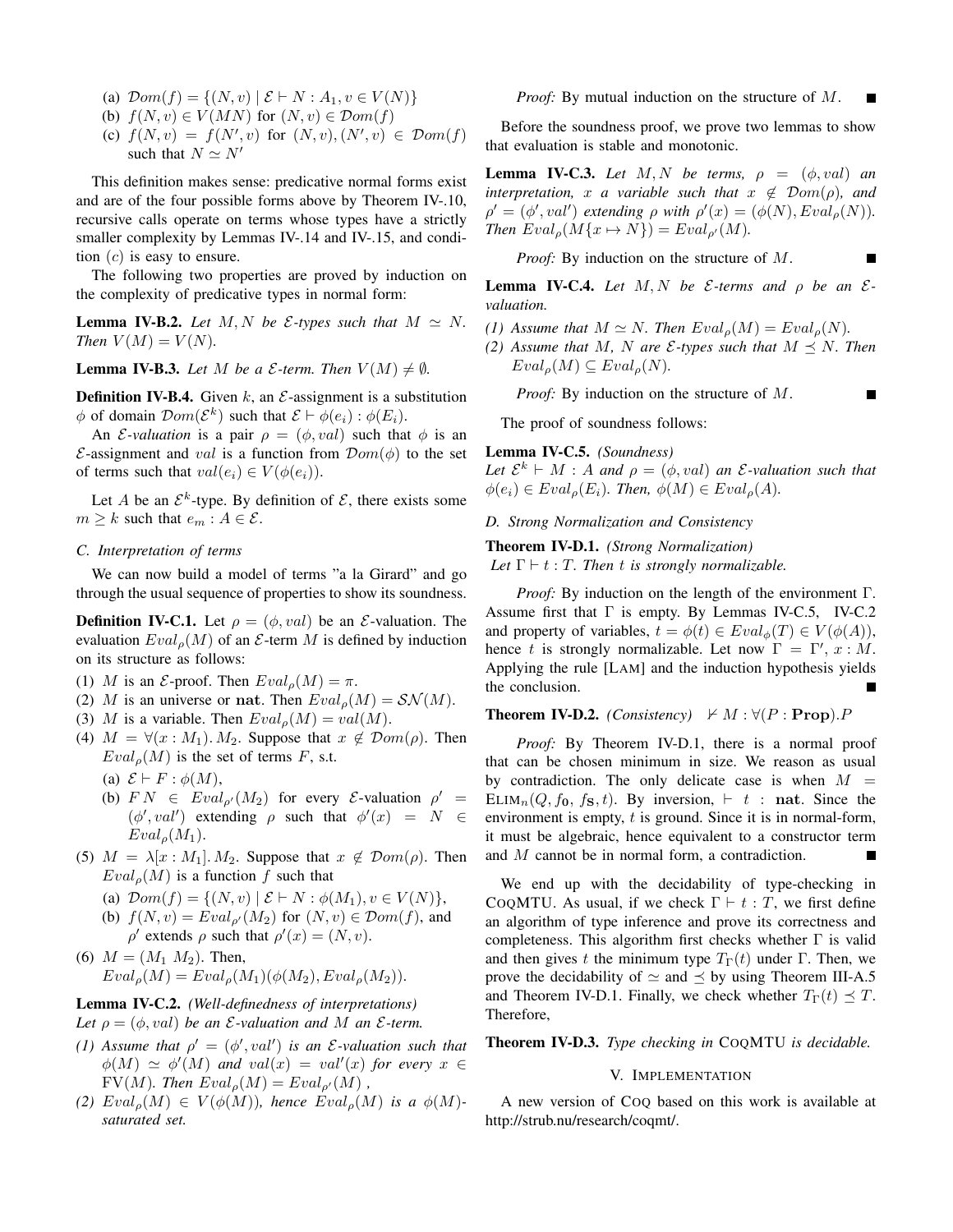(a) $\mathcal{D}om(f) = \{(N, v) \mid \mathcal{E} \vdash N : A_1, v \in V(N)\}$

(b) $f(N, v) \in V(MN)$ for $(N, v) \in \mathcal{D}om(f)$

(c) $f(N, v) = f(N', v)$ for $(N, v), (N', v) \in \mathcal{D}om(f)$ such that $N \simeq N'$

This definition makes sense: predicative normal forms exist and are of the four possible forms above by Theorem IV-.10, recursive calls operate on terms whose types have a strictly smaller complexity by Lemmas IV-.14 and IV-.15, and condition $(c)$ is easy to ensure.

The following two properties are proved by induction on the complexity of predicative types in normal form:

**Lemma IV-B.2.** *Let $M, N$ be $\mathcal{E}$-types such that $M \simeq N$. Then $V(M) = V(N)$.*

**Lemma IV-B.3.** *Let $M$ be a $\mathcal{E}$-term. Then $V(M) \neq \emptyset$.*

**Definition IV-B.4.** Given $k$, an $\mathcal{E}$-assignment is a substitution $\phi$ of domain $\mathcal{D}om(\mathcal{E}^k)$ such that $\mathcal{E} \vdash \phi(e_i) : \phi(E_i)$.

An *$\mathcal{E}$-valuation* is a pair $\rho = (\phi, val)$ such that $\phi$ is an $\mathcal{E}$-assignment and $val$ is a function from $\mathcal{D}om(\phi)$ to the set of terms such that $val(e_i) \in V(\phi(e_i))$.

Let $A$ be an $\mathcal{E}^k$-type. By definition of $\mathcal{E}$, there exists some $m \geq k$ such that $e_m : A \in \mathcal{E}$.

### C. Interpretation of terms

We can now build a model of terms "a la Girard" and go through the usual sequence of properties to show its soundness.

**Definition IV-C.1.** Let $\rho = (\phi, val)$ be an $\mathcal{E}$-valuation. The evaluation $Eval_\rho(M)$ of an $\mathcal{E}$-term $M$ is defined by induction on its structure as follows:

(1) $M$ is an $\mathcal{E}$-proof. Then $Eval_\rho(M) = \pi$.

(2) $M$ is an universe or $\mathbf{nat}$. Then $Eval_\rho(M) = \mathcal{SN}(M)$.

(3) $M$ is a variable. Then $Eval_\rho(M) = val(M)$.

(4) $M = \forall(x : M_1).\, M_2$. Suppose that $x \notin \mathcal{D}om(\rho)$. Then $Eval_\rho(M)$ is the set of terms $F$, s.t.
   (a) $\mathcal{E} \vdash F : \phi(M)$,
   (b) $F\,N \in Eval_{\rho'}(M_2)$ for every $\mathcal{E}$-valuation $\rho' = (\phi', val')$ extending $\rho$ such that $\phi'(x) = N \in Eval_\rho(M_1)$.

(5) $M = \lambda[x : M_1].\, M_2$. Suppose that $x \notin \mathcal{D}om(\rho)$. Then $Eval_\rho(M)$ is a function $f$ such that
   (a) $\mathcal{D}om(f) = \{(N, v) \mid \mathcal{E} \vdash N : \phi(M_1), v \in V(N)\}$,
   (b) $f(N, v) = Eval_{\rho'}(M_2)$ for $(N, v) \in \mathcal{D}om(f)$, and $\rho'$ extends $\rho$ such that $\rho'(x) = (N, v)$.

(6) $M = (M_1\ M_2)$. Then, $Eval_\rho(M) = Eval_\rho(M_1)(\phi(M_2), Eval_\rho(M_2))$.

**Lemma IV-C.2.** *(Well-definedness of interpretations) Let $\rho = (\phi, val)$ be an $\mathcal{E}$-valuation and $M$ an $\mathcal{E}$-term.*

*(1) Assume that $\rho' = (\phi', val')$ is an $\mathcal{E}$-valuation such that $\phi(M) \simeq \phi'(M)$ and $val(x) = val'(x)$ for every $x \in \mathrm{FV}(M)$. Then $Eval_\rho(M) = Eval_{\rho'}(M)$ ,*

*(2) $Eval_\rho(M) \in V(\phi(M))$, hence $Eval_\rho(M)$ is a $\phi(M)$-saturated set.*

*Proof:* By mutual induction on the structure of $M$. ∎

Before the soundness proof, we prove two lemmas to show that evaluation is stable and monotonic.

**Lemma IV-C.3.** *Let $M, N$ be terms, $\rho = (\phi, val)$ an interpretation, $x$ a variable such that $x \notin \mathcal{D}om(\rho)$, and $\rho' = (\phi', val')$ extending $\rho$ with $\rho'(x) = (\phi(N), Eval_\rho(N))$. Then $Eval_\rho(M\{x \mapsto N\}) = Eval_{\rho'}(M)$.*

*Proof:* By induction on the structure of $M$. ∎

**Lemma IV-C.4.** *Let $M, N$ be $\mathcal{E}$-terms and $\rho$ be an $\mathcal{E}$-valuation.*

*(1) Assume that $M \simeq N$. Then $Eval_\rho(M) = Eval_\rho(N)$.*

*(2) Assume that $M$, $N$ are $\mathcal{E}$-types such that $M \preceq N$. Then $Eval_\rho(M) \subseteq Eval_\rho(N)$.*

*Proof:* By induction on the structure of $M$. ∎

The proof of soundness follows:

**Lemma IV-C.5.** *(Soundness) Let $\mathcal{E}^k \vdash M : A$ and $\rho = (\phi, val)$ an $\mathcal{E}$-valuation such that $\phi(e_i) \in Eval_\rho(E_i)$. Then, $\phi(M) \in Eval_\rho(A)$.*

### D. Strong Normalization and Consistency

**Theorem IV-D.1.** *(Strong Normalization) Let $\Gamma \vdash t : T$. Then $t$ is strongly normalizable.*

*Proof:* By induction on the length of the environment $\Gamma$. Assume first that $\Gamma$ is empty. By Lemmas IV-C.5, IV-C.2 and property of variables, $t = \phi(t) \in Eval_\phi(T) \in V(\phi(A))$, hence $t$ is strongly normalizable. Let now $\Gamma = \Gamma', x : M$. Applying the rule [LAM] and the induction hypothesis yields the conclusion. ∎

**Theorem IV-D.2.** *(Consistency)* $\nvdash M : \forall(P : \mathbf{Prop}).P$

*Proof:* By Theorem IV-D.1, there is a normal proof that can be chosen minimum in size. We reason as usual by contradiction. The only delicate case is when $M = \mathrm{ELIM}_n(Q, f_\mathbf{0}, f_\mathbf{S}, t)$. By inversion, $\vdash t : \mathbf{nat}$. Since the environment is empty, $t$ is ground. Since it is in normal-form, it must be algebraic, hence equivalent to a constructor term and $M$ cannot be in normal form, a contradiction. ∎

We end up with the decidability of type-checking in COQMTU. As usual, if we check $\Gamma \vdash t : T$, we first define an algorithm of type inference and prove its correctness and completeness. This algorithm first checks whether $\Gamma$ is valid and then gives $t$ the minimum type $T_\Gamma(t)$ under $\Gamma$. Then, we prove the decidability of $\simeq$ and $\preceq$ by using Theorem III-A.5 and Theorem IV-D.1. Finally, we check whether $T_\Gamma(t) \preceq T$. Therefore,

**Theorem IV-D.3.** *Type checking in* COQMTU *is decidable.*

## V. Implementation

A new version of COQ based on this work is available at http://strub.nu/research/coqmt/.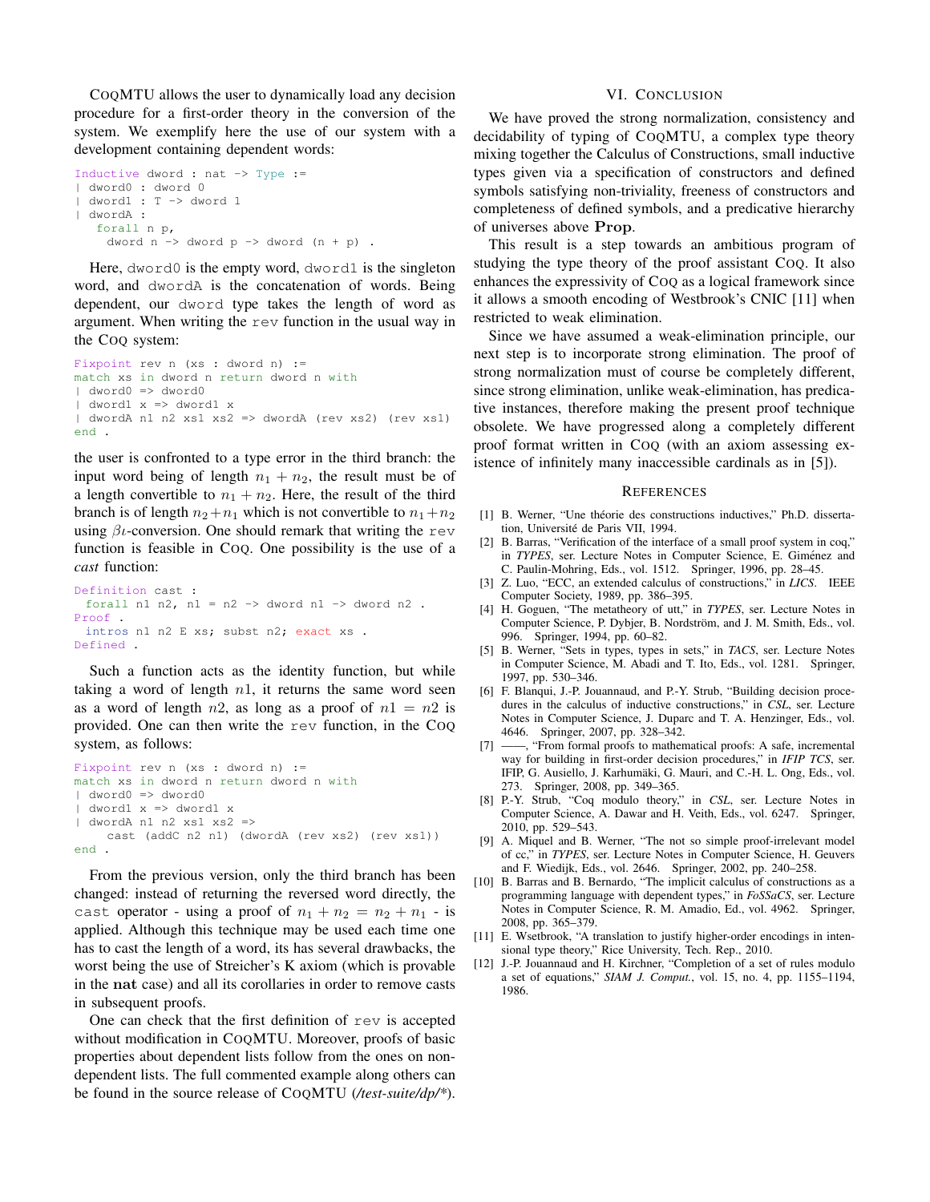CoqMTU allows the user to dynamically load any decision procedure for a first-order theory in the conversion of the system. We exemplify here the use of our system with a development containing dependent words:

```
Inductive dword : nat -> Type :=
| dword0 : dword 0
| dword1 : T -> dword 1
| dwordA :
   forall n p,
     dword n -> dword p -> dword (n + p) .
```

Here, dword0 is the empty word, dword1 is the singleton word, and dwordA is the concatenation of words. Being dependent, our dword type takes the length of word as argument. When writing the rev function in the usual way in the Coq system:

```
Fixpoint rev n (xs : dword n) :=
match xs in dword n return dword n with
| dword0 => dword0
| dword1 x => dword1 x
| dwordA n1 n2 xs1 xs2 => dwordA (rev xs2) (rev xs1)
end .
```

the user is confronted to a type error in the third branch: the input word being of length $n_1 + n_2$, the result must be of a length convertible to $n_1 + n_2$. Here, the result of the third branch is of length $n_2+n_1$ which is not convertible to $n_1+n_2$ using $\beta\iota$-conversion. One should remark that writing the rev function is feasible in Coq. One possibility is the use of a *cast* function:

```
Definition cast :
  forall n1 n2, n1 = n2 -> dword n1 -> dword n2 .
Proof .
  intros n1 n2 E xs; subst n2; exact xs .
Defined .
```

Such a function acts as the identity function, but while taking a word of length $n1$, it returns the same word seen as a word of length $n2$, as long as a proof of $n1 = n2$ is provided. One can then write the rev function, in the Coq system, as follows:

```
Fixpoint rev n (xs : dword n) :=
match xs in dword n return dword n with
| dword0 => dword0
| dword1 x => dword1 x
| dwordA n1 n2 xs1 xs2 =>
    cast (addC n2 n1) (dwordA (rev xs2) (rev xs1))
end .
```

From the previous version, only the third branch has been changed: instead of returning the reversed word directly, the cast operator - using a proof of $n_1 + n_2 = n_2 + n_1$ - is applied. Although this technique may be used each time one has to cast the length of a word, its has several drawbacks, the worst being the use of Streicher's K axiom (which is provable in the $\mathbf{nat}$ case) and all its corollaries in order to remove casts in subsequent proofs.

One can check that the first definition of rev is accepted without modification in CoqMTU. Moreover, proofs of basic properties about dependent lists follow from the ones on non-dependent lists. The full commented example along others can be found in the source release of CoqMTU (*/test-suite/dp/**).

## VI. Conclusion

We have proved the strong normalization, consistency and decidability of typing of CoqMTU, a complex type theory mixing together the Calculus of Constructions, small inductive types given via a specification of constructors and defined symbols satisfying non-triviality, freeness of constructors and completeness of defined symbols, and a predicative hierarchy of universes above $\mathbf{Prop}$.

This result is a step towards an ambitious program of studying the type theory of the proof assistant Coq. It also enhances the expressivity of Coq as a logical framework since it allows a smooth encoding of Westbrook's CNIC [11] when restricted to weak elimination.

Since we have assumed a weak-elimination principle, our next step is to incorporate strong elimination. The proof of strong normalization must of course be completely different, since strong elimination, unlike weak-elimination, has predicative instances, therefore making the present proof technique obsolete. We have progressed along a completely different proof format written in Coq (with an axiom assessing existence of infinitely many inaccessible cardinals as in [5]).

## References

[1] B. Werner, "Une théorie des constructions inductives," Ph.D. dissertation, Université de Paris VII, 1994.

[2] B. Barras, "Verification of the interface of a small proof system in coq," in *TYPES*, ser. Lecture Notes in Computer Science, E. Giménez and C. Paulin-Mohring, Eds., vol. 1512. Springer, 1996, pp. 28–45.

[3] Z. Luo, "ECC, an extended calculus of constructions," in *LICS*. IEEE Computer Society, 1989, pp. 386–395.

[4] H. Goguen, "The metatheory of utt," in *TYPES*, ser. Lecture Notes in Computer Science, P. Dybjer, B. Nordström, and J. M. Smith, Eds., vol. 996. Springer, 1994, pp. 60–82.

[5] B. Werner, "Sets in types, types in sets," in *TACS*, ser. Lecture Notes in Computer Science, M. Abadi and T. Ito, Eds., vol. 1281. Springer, 1997, pp. 530–346.

[6] F. Blanqui, J.-P. Jouannaud, and P.-Y. Strub, "Building decision procedures in the calculus of inductive constructions," in *CSL*, ser. Lecture Notes in Computer Science, J. Duparc and T. A. Henzinger, Eds., vol. 4646. Springer, 2007, pp. 328–342.

[7] ——, "From formal proofs to mathematical proofs: A safe, incremental way for building in first-order decision procedures," in *IFIP TCS*, ser. IFIP, G. Ausiello, J. Karhumäki, G. Mauri, and C.-H. L. Ong, Eds., vol. 273. Springer, 2008, pp. 349–365.

[8] P.-Y. Strub, "Coq modulo theory," in *CSL*, ser. Lecture Notes in Computer Science, A. Dawar and H. Veith, Eds., vol. 6247. Springer, 2010, pp. 529–543.

[9] A. Miquel and B. Werner, "The not so simple proof-irrelevant model of cc," in *TYPES*, ser. Lecture Notes in Computer Science, H. Geuvers and F. Wiedijk, Eds., vol. 2646. Springer, 2002, pp. 240–258.

[10] B. Barras and B. Bernardo, "The implicit calculus of constructions as a programming language with dependent types," in *FoSSaCS*, ser. Lecture Notes in Computer Science, R. M. Amadio, Ed., vol. 4962. Springer, 2008, pp. 365–379.

[11] E. Wsetbrook, "A translation to justify higher-order encodings in intensional type theory," Rice University, Tech. Rep., 2010.

[12] J.-P. Jouannaud and H. Kirchner, "Completion of a set of rules modulo a set of equations," *SIAM J. Comput.*, vol. 15, no. 4, pp. 1155–1194, 1986.